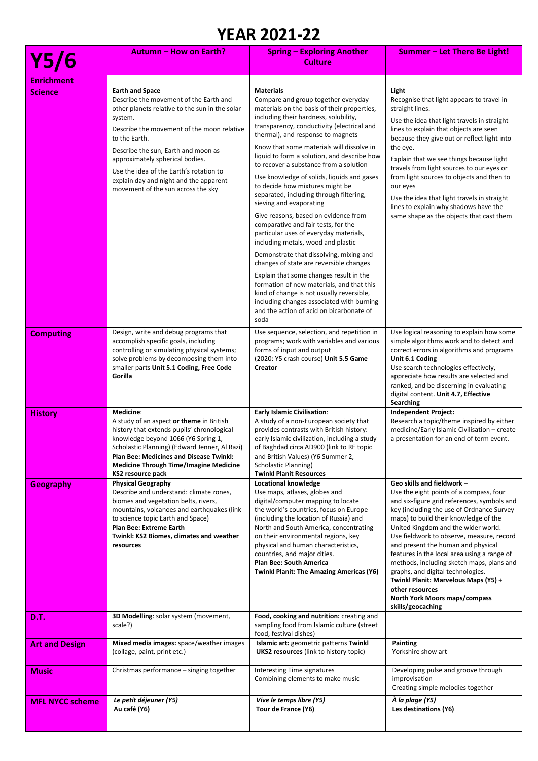# YEAR 2021-22

| Y5/6 | Autumn – How on Earth? | Spring – Exploring Another Culture | Summer – Let There Be Light! |
|---|---|---|---|
| **Enrichment** | | | |
| **Science** | **Earth and Space**<br>Describe the movement of the Earth and other planets relative to the sun in the solar system.<br>Describe the movement of the moon relative to the Earth.<br>Describe the sun, Earth and moon as approximately spherical bodies.<br>Use the idea of the Earth's rotation to explain day and night and the apparent movement of the sun across the sky | **Materials**<br>Compare and group together everyday materials on the basis of their properties, including their hardness, solubility, transparency, conductivity (electrical and thermal), and response to magnets<br>Know that some materials will dissolve in liquid to form a solution, and describe how to recover a substance from a solution<br>Use knowledge of solids, liquids and gases to decide how mixtures might be separated, including through filtering, sieving and evaporating<br>Give reasons, based on evidence from comparative and fair tests, for the particular uses of everyday materials, including metals, wood and plastic<br>Demonstrate that dissolving, mixing and changes of state are reversible changes<br>Explain that some changes result in the formation of new materials, and that this kind of change is not usually reversible, including changes associated with burning and the action of acid on bicarbonate of soda | **Light**<br>Recognise that light appears to travel in straight lines.<br>Use the idea that light travels in straight lines to explain that objects are seen because they give out or reflect light into the eye.<br>Explain that we see things because light travels from light sources to our eyes or from light sources to objects and then to our eyes<br>Use the idea that light travels in straight lines to explain why shadows have the same shape as the objects that cast them |
| **Computing** | Design, write and debug programs that accomplish specific goals, including controlling or simulating physical systems; solve problems by decomposing them into smaller parts **Unit 5.1 Coding, Free Code Gorilla** | Use sequence, selection, and repetition in programs; work with variables and various forms of input and output<br>(2020: Y5 crash course) **Unit 5.5 Game Creator** | Use logical reasoning to explain how some simple algorithms work and to detect and correct errors in algorithms and programs **Unit 6.1 Coding**<br>Use search technologies effectively, appreciate how results are selected and ranked, and be discerning in evaluating digital content. **Unit 4.7, Effective Searching** |
| **History** | **Medicine**:<br>A study of an aspect **or theme** in British history that extends pupils' chronological knowledge beyond 1066 (Y6 Spring 1, Scholastic Planning) (Edward Jenner, Al Razi)<br>**Plan Bee: Medicines and Disease Twinkl: Medicine Through Time/Imagine Medicine KS2 resource pack** | **Early Islamic Civilisation**:<br>A study of a non-European society that provides contrasts with British history: early Islamic civilization, including a study of Baghdad circa AD900 (link to RE topic and British Values) (Y6 Summer 2, Scholastic Planning)<br>**Twinkl Planit Resources** | **Independent Project:**<br>Research a topic/theme inspired by either medicine/Early Islamic Civilisation – create a presentation for an end of term event. |
| **Geography** | **Physical Geography**<br>Describe and understand: climate zones, biomes and vegetation belts, rivers, mountains, volcanoes and earthquakes (link to science topic Earth and Space)<br>**Plan Bee: Extreme Earth**<br>**Twinkl: KS2 Biomes, climates and weather resources** | **Locational knowledge**<br>Use maps, atlases, globes and digital/computer mapping to locate the world's countries, focus on Europe (including the location of Russia) and North and South America, concentrating on their environmental regions, key physical and human characteristics, countries, and major cities.<br>**Plan Bee: South America**<br>**Twinkl Planit: The Amazing Americas (Y6)** | **Geo skills and fieldwork –**<br>Use the eight points of a compass, four and six-figure grid references, symbols and key (including the use of Ordnance Survey maps) to build their knowledge of the United Kingdom and the wider world.<br>Use fieldwork to observe, measure, record and present the human and physical features in the local area using a range of methods, including sketch maps, plans and graphs, and digital technologies.<br>**Twinkl Planit: Marvelous Maps (Y5) + other resources**<br>**North York Moors maps/compass skills/geocaching** |
| **D.T.** | **3D Modelling**: solar system (movement, scale?) | **Food, cooking and nutrition:** creating and sampling food from Islamic culture (street food, festival dishes) | |
| **Art and Design** | **Mixed media images:** space/weather images (collage, paint, print etc.) | **Islamic art:** geometric patterns **Twinkl UKS2 resources** (link to history topic) | **Painting**<br>Yorkshire show art |
| **Music** | Christmas performance – singing together | Interesting Time signatures<br>Combining elements to make music | Developing pulse and groove through improvisation<br>Creating simple melodies together |
| **MFL NYCC scheme** | ***Le petit déjeuner (Y5)***<br>**Au café (Y6)** | ***Vive le temps libre (Y5)***<br>**Tour de France (Y6)** | ***À la plage (Y5)***<br>**Les destinations (Y6)** |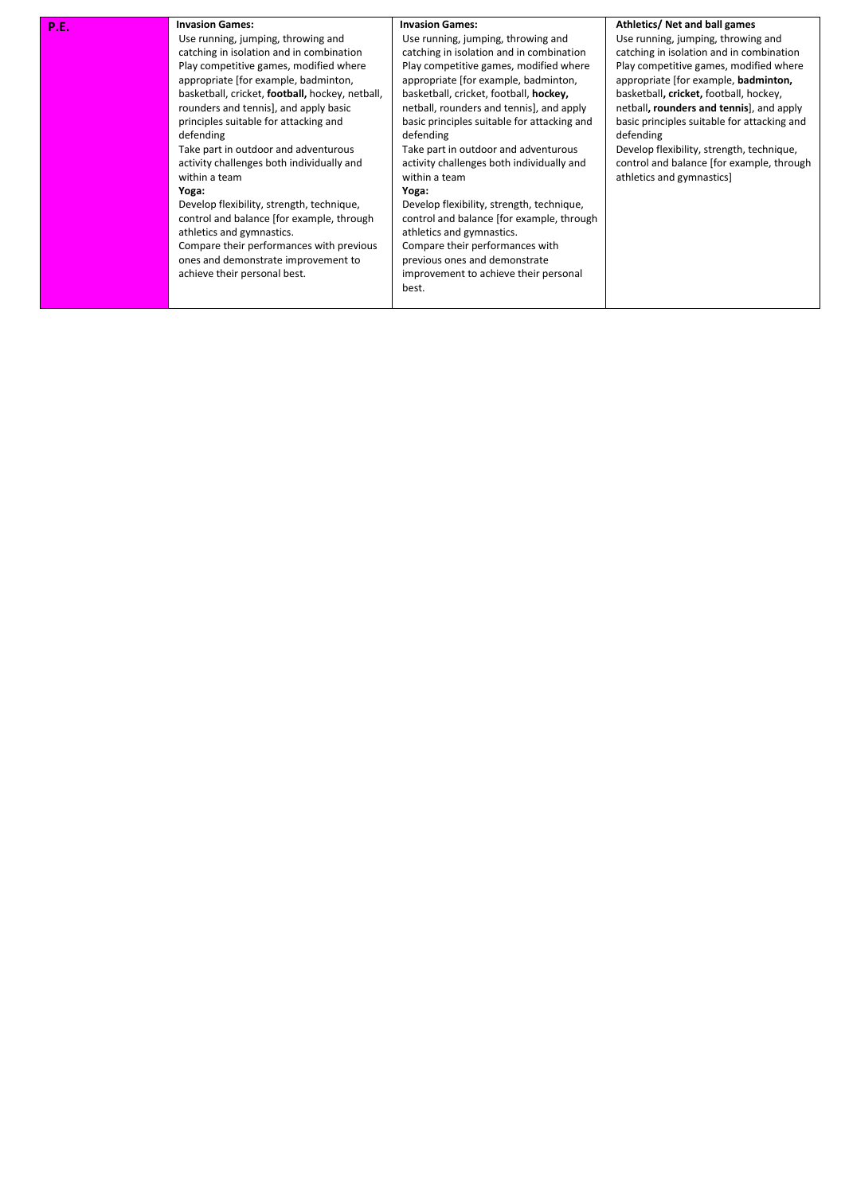| | | | |
|---|---|---|---|
| **P.E.** | **Invasion Games:**<br>Use running, jumping, throwing and catching in isolation and in combination<br>Play competitive games, modified where appropriate [for example, badminton, basketball, cricket, **football,** hockey, netball, rounders and tennis], and apply basic principles suitable for attacking and defending<br>Take part in outdoor and adventurous activity challenges both individually and within a team<br>**Yoga:**<br>Develop flexibility, strength, technique, control and balance [for example, through athletics and gymnastics.<br>Compare their performances with previous ones and demonstrate improvement to achieve their personal best. | **Invasion Games:**<br>Use running, jumping, throwing and catching in isolation and in combination<br>Play competitive games, modified where appropriate [for example, badminton, basketball, cricket, football, **hockey,** netball, rounders and tennis], and apply basic principles suitable for attacking and defending<br>Take part in outdoor and adventurous activity challenges both individually and within a team<br>**Yoga:**<br>Develop flexibility, strength, technique, control and balance [for example, through athletics and gymnastics.<br>Compare their performances with previous ones and demonstrate improvement to achieve their personal best. | **Athletics/ Net and ball games**<br>Use running, jumping, throwing and catching in isolation and in combination<br>Play competitive games, modified where appropriate [for example, **badminton,** basketball**, cricket,** football, hockey, netball**, rounders and tennis**], and apply basic principles suitable for attacking and defending<br>Develop flexibility, strength, technique, control and balance [for example, through athletics and gymnastics] |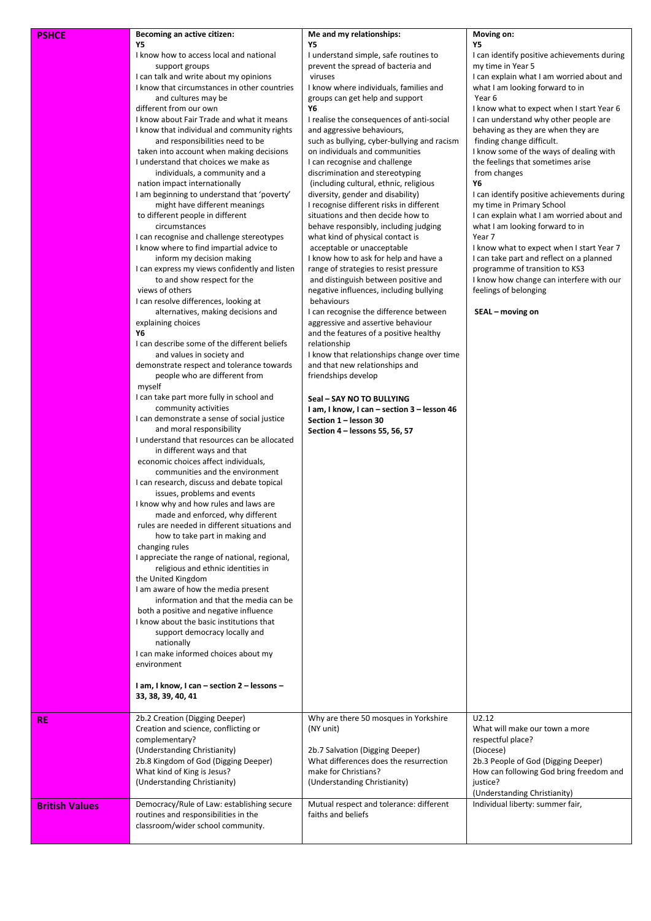| | | | |
|---|---|---|---|
| **PSHCE** | **Becoming an active citizen:**<br>**Y5**<br>I know how to access local and national support groups<br>I can talk and write about my opinions<br>I know that circumstances in other countries and cultures may be different from our own<br>I know about Fair Trade and what it means<br>I know that individual and community rights and responsibilities need to be taken into account when making decisions<br>I understand that choices we make as individuals, a community and a nation impact internationally<br>I am beginning to understand that 'poverty' might have different meanings to different people in different circumstances<br>I can recognise and challenge stereotypes<br>I know where to find impartial advice to inform my decision making<br>I can express my views confidently and listen to and show respect for the views of others<br>I can resolve differences, looking at alternatives, making decisions and explaining choices<br>**Y6**<br>I can describe some of the different beliefs and values in society and demonstrate respect and tolerance towards people who are different from myself<br>I can take part more fully in school and community activities<br>I can demonstrate a sense of social justice and moral responsibility<br>I understand that resources can be allocated in different ways and that economic choices affect individuals, communities and the environment<br>I can research, discuss and debate topical issues, problems and events<br>I know why and how rules and laws are made and enforced, why different rules are needed in different situations and how to take part in making and changing rules<br>I appreciate the range of national, regional, religious and ethnic identities in the United Kingdom<br>I am aware of how the media present information and that the media can be both a positive and negative influence<br>I know about the basic institutions that support democracy locally and nationally<br>I can make informed choices about my environment<br><br>**I am, I know, I can – section 2 – lessons – 33, 38, 39, 40, 41** | **Me and my relationships:**<br>**Y5**<br>I understand simple, safe routines to prevent the spread of bacteria and viruses<br>I know where individuals, families and groups can get help and support<br>**Y6**<br>I realise the consequences of anti-social and aggressive behaviours, such as bullying, cyber-bullying and racism on individuals and communities<br>I can recognise and challenge discrimination and stereotyping (including cultural, ethnic, religious diversity, gender and disability)<br>I recognise different risks in different situations and then decide how to behave responsibly, including judging what kind of physical contact is acceptable or unacceptable<br>I know how to ask for help and have a range of strategies to resist pressure and distinguish between positive and negative influences, including bullying behaviours<br>I can recognise the difference between aggressive and assertive behaviour and the features of a positive healthy relationship<br>I know that relationships change over time and that new relationships and friendships develop<br><br>**Seal – SAY NO TO BULLYING**<br>**I am, I know, I can – section 3 – lesson 46**<br>**Section 1 – lesson 30**<br>**Section 4 – lessons 55, 56, 57** | **Moving on:**<br>**Y5**<br>I can identify positive achievements during my time in Year 5<br>I can explain what I am worried about and what I am looking forward to in Year 6<br>I know what to expect when I start Year 6<br>I can understand why other people are behaving as they are when they are finding change difficult.<br>I know some of the ways of dealing with the feelings that sometimes arise from changes<br>**Y6**<br>I can identify positive achievements during my time in Primary School<br>I can explain what I am worried about and what I am looking forward to in Year 7<br>I know what to expect when I start Year 7<br>I can take part and reflect on a planned programme of transition to KS3<br>I know how change can interfere with our feelings of belonging<br><br>**SEAL – moving on** |
| **RE** | 2b.2 Creation (Digging Deeper)<br>Creation and science, conflicting or complementary?<br>(Understanding Christianity)<br>2b.8 Kingdom of God (Digging Deeper)<br>What kind of King is Jesus?<br>(Understanding Christianity) | Why are there 50 mosques in Yorkshire (NY unit)<br><br>2b.7 Salvation (Digging Deeper)<br>What differences does the resurrection make for Christians?<br>(Understanding Christianity) | U2.12<br>What will make our town a more respectful place?<br>(Diocese)<br>2b.3 People of God (Digging Deeper)<br>How can following God bring freedom and justice?<br>(Understanding Christianity) |
| **British Values** | Democracy/Rule of Law: establishing secure routines and responsibilities in the classroom/wider school community. | Mutual respect and tolerance: different faiths and beliefs | Individual liberty: summer fair, |